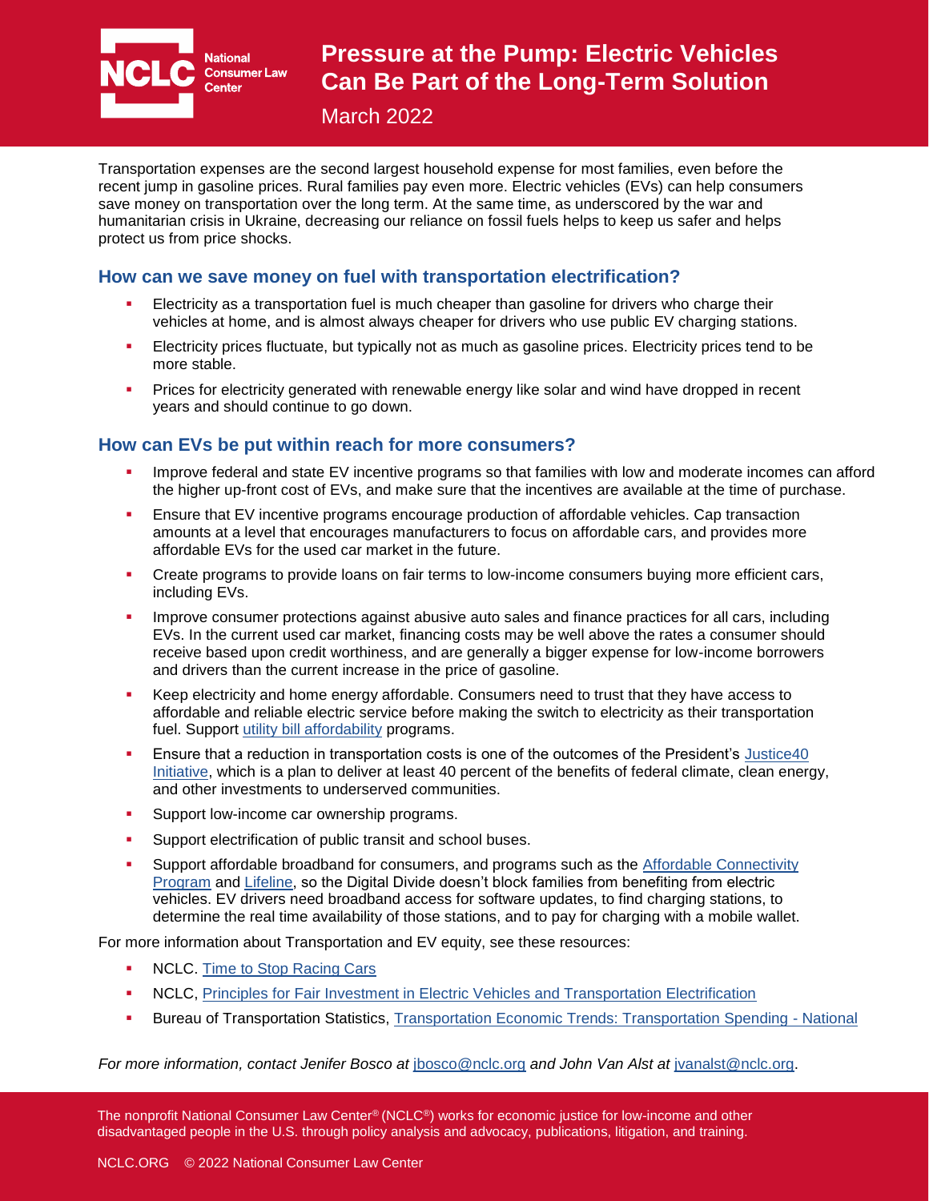# Pressure at the Pump: Electric Vehicles Can Be Part of the Long-Term Solution

March 2022

Transportation expenses are the second largest household expense for most families, even before the recent jump in gasoline prices. Rural families pay even more. Electric vehicles (EVs) can help consumers save money on transportation over the long term. At the same time, as underscored by the war and humanitarian crisis in Ukraine, decreasing our reliance on fossil fuels helps to keep us safer and helps protect us from price shocks.

## How can we save money on fuel with transportation electrification?

- Electricity as a transportation fuel is much cheaper than gasoline for drivers who charge their vehicles at home, and is almost always cheaper for drivers who use public EV charging stations.
- Electricity prices fluctuate, but typically not as much as gasoline prices. Electricity prices tend to be more stable.
- Prices for electricity generated with renewable energy like solar and wind have dropped in recent years and should continue to go down.

## How can EVs be put within reach for more consumers?

- Improve federal and state EV incentive programs so that families with low and moderate incomes can afford the higher up-front cost of EVs, and make sure that the incentives are available at the time of purchase.
- Ensure that EV incentive programs encourage production of affordable vehicles. Cap transaction amounts at a level that encourages manufacturers to focus on affordable cars, and provides more affordable EVs for the used car market in the future.
- Create programs to provide loans on fair terms to low-income consumers buying more efficient cars, including EVs.
- Improve consumer protections against abusive auto sales and finance practices for all cars, including EVs. In the current used car market, financing costs may be well above the rates a consumer should receive based upon credit worthiness, and are generally a bigger expense for low-income borrowers and drivers than the current increase in the price of gasoline.
- Keep electricity and home energy affordable. Consumers need to trust that they have access to affordable and reliable electric service before making the switch to electricity as their transportation fuel. Support utility bill affordability programs.
- Ensure that a reduction in transportation costs is one of the outcomes of the President's Justice40 Initiative, which is a plan to deliver at least 40 percent of the benefits of federal climate, clean energy, and other investments to underserved communities.
- Support low-income car ownership programs.
- Support electrification of public transit and school buses.
- Support affordable broadband for consumers, and programs such as the Affordable Connectivity Program and Lifeline, so the Digital Divide doesn't block families from benefiting from electric vehicles. EV drivers need broadband access for software updates, to find charging stations, to determine the real time availability of those stations, and to pay for charging with a mobile wallet.

For more information about Transportation and EV equity, see these resources:

- NCLC. Time to Stop Racing Cars
- NCLC, Principles for Fair Investment in Electric Vehicles and Transportation Electrification
- Bureau of Transportation Statistics, Transportation Economic Trends: Transportation Spending - National

*For more information, contact Jenifer Bosco at* jbosco@nclc.org *and John Van Alst at* jvanalst@nclc.org.

The nonprofit National Consumer Law Center® (NCLC®) works for economic justice for low-income and other disadvantaged people in the U.S. through policy analysis and advocacy, publications, litigation, and training.

NCLC.ORG © 2022 National Consumer Law Center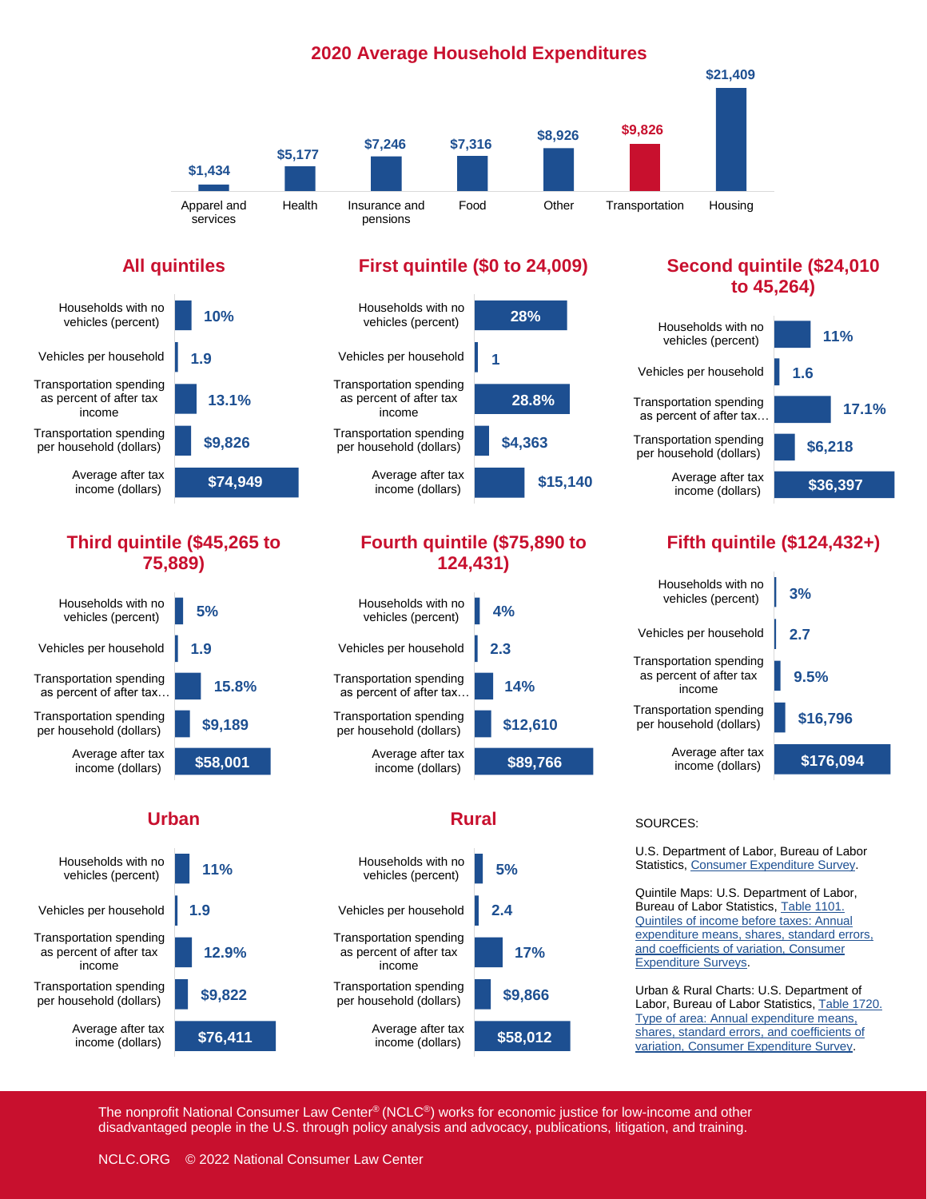## 2020 Average Household Expenditures

$1,434
Apparel and services

$5,177
Health

$7,246
Insurance and pensions

$7,316
Food

$8,926
Other

$9,826
Transportation

$21,409
Housing

### All quintiles

Households with no vehicles (percent) 10%
Vehicles per household 1.9
Transportation spending as percent of after tax income 13.1%
Transportation spending per household (dollars) $9,826
Average after tax income (dollars) $74,949

### First quintile ($0 to 24,009)

Households with no vehicles (percent) 28%
Vehicles per household 1
Transportation spending as percent of after tax income 28.8%
Transportation spending per household (dollars) $4,363
Average after tax income (dollars) $15,140

### Second quintile ($24,010 to 45,264)

Households with no vehicles (percent) 11%
Vehicles per household 1.6
Transportation spending as percent of after tax… 17.1%
Transportation spending per household (dollars) $6,218
Average after tax income (dollars) $36,397

### Third quintile ($45,265 to 75,889)

Households with no vehicles (percent) 5%
Vehicles per household 1.9
Transportation spending as percent of after tax… 15.8%
Transportation spending per household (dollars) $9,189
Average after tax income (dollars) $58,001

### Fourth quintile ($75,890 to 124,431)

Households with no vehicles (percent) 4%
Vehicles per household 2.3
Transportation spending as percent of after tax… 14%
Transportation spending per household (dollars) $12,610
Average after tax income (dollars) $89,766

### Fifth quintile ($124,432+)

Households with no vehicles (percent) 3%
Vehicles per household 2.7
Transportation spending as percent of after tax income 9.5%
Transportation spending per household (dollars) $16,796
Average after tax income (dollars) $176,094

### Urban

Households with no vehicles (percent) 11%
Vehicles per household 1.9
Transportation spending as percent of after tax income 12.9%
Transportation spending per household (dollars) $9,822
Average after tax income (dollars) $76,411

### Rural

Households with no vehicles (percent) 5%
Vehicles per household 2.4
Transportation spending as percent of after tax income 17%
Transportation spending per household (dollars) $9,866
Average after tax income (dollars) $58,012

SOURCES:

U.S. Department of Labor, Bureau of Labor Statistics, Consumer Expenditure Survey.

Quintile Maps: U.S. Department of Labor, Bureau of Labor Statistics, Table 1101. Quintiles of income before taxes: Annual expenditure means, shares, standard errors, and coefficients of variation, Consumer Expenditure Surveys.

Urban & Rural Charts: U.S. Department of Labor, Bureau of Labor Statistics, Table 1720. Type of area: Annual expenditure means, shares, standard errors, and coefficients of variation, Consumer Expenditure Survey.

The nonprofit National Consumer Law Center® (NCLC®) works for economic justice for low-income and other disadvantaged people in the U.S. through policy analysis and advocacy, publications, litigation, and training.

NCLC.ORG © 2022 National Consumer Law Center